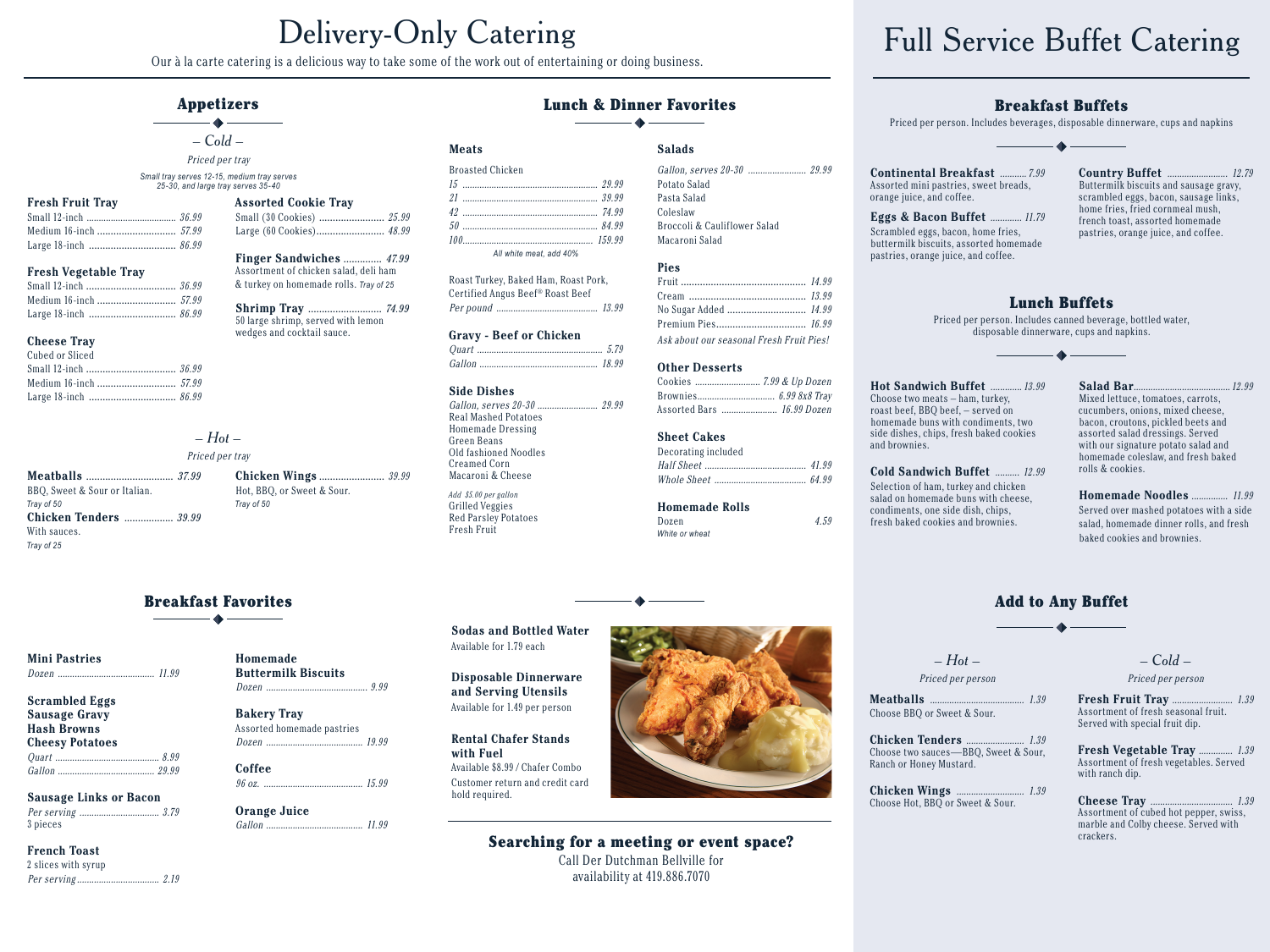# Delivery-Only Catering

Our à la carte catering is a delicious way to take some of the work out of entertaining or doing business.

## Appetizers

### – Cold –

*Priced per tray*

*Small tray serves 12-15, medium tray serves 25-30, and large tray serves 35-40*

**Fresh Fruit Tray**
Small 12-inch ... 36.99
Medium 16-inch ... 57.99
Large 18-inch ... 86.99

**Fresh Vegetable Tray**
Small 12-inch ... 36.99
Medium 16-inch ... 57.99
Large 18-inch ... 86.99

**Cheese Tray**
Cubed or Sliced
Small 12-inch ... 36.99
Medium 16-inch ... 57.99
Large 18-inch ... 86.99

**Assorted Cookie Tray**
Small (30 Cookies) ... 25.99
Large (60 Cookies) ... 48.99

**Finger Sandwiches** ... 47.99
Assortment of chicken salad, deli ham & turkey on homemade rolls. *Tray of 25*

**Shrimp Tray** ... 74.99
50 large shrimp, served with lemon wedges and cocktail sauce.

### – Hot –

*Priced per tray*

**Meatballs** ... 37.99
BBQ, Sweet & Sour or Italian.
*Tray of 50*

**Chicken Tenders** ... 39.99
With sauces.
*Tray of 25*

**Chicken Wings** ... 39.99
Hot, BBQ, or Sweet & Sour.
*Tray of 50*

## Lunch & Dinner Favorites

### Meats

Broasted Chicken
*15* ... 29.99
*21* ... 39.99
*42* ... 74.99
*50* ... 84.99
*100* ... 159.99
*All white meat, add 40%*

Roast Turkey, Baked Ham, Roast Pork, Certified Angus Beef® Roast Beef
*Per pound* ... 13.99

### Gravy - Beef or Chicken

*Quart* ... 5.79
*Gallon* ... 18.99

### Side Dishes

*Gallon, serves 20-30* ... 29.99
Real Mashed Potatoes
Homemade Dressing
Green Beans
Old fashioned Noodles
Creamed Corn
Macaroni & Cheese

*Add $5.00 per gallon*
Grilled Veggies
Red Parsley Potatoes
Fresh Fruit

### Salads

*Gallon, serves 20-30* ... 29.99
Potato Salad
Pasta Salad
Coleslaw
Broccoli & Cauliflower Salad
Macaroni Salad

### Pies

Fruit ... 14.99
Cream ... 13.99
No Sugar Added ... 14.99
Premium Pies ... 16.99
*Ask about our seasonal Fresh Fruit Pies!*

### Other Desserts

Cookies ... 7.99 & Up Dozen
Brownies ... 6.99 8x8 Tray
Assorted Bars ... 16.99 Dozen

### Sheet Cakes

Decorating included
*Half Sheet* ... 41.99
*Whole Sheet* ... 64.99

### Homemade Rolls

Dozen ... 4.59
*White or wheat*

## Breakfast Favorites

**Mini Pastries**
*Dozen* ... 11.99

**Scrambled Eggs**
**Sausage Gravy**
**Hash Browns**
**Cheesy Potatoes**
*Quart* ... 8.99
*Gallon* ... 29.99

**Sausage Links or Bacon**
*Per serving* ... 3.79
3 pieces

**French Toast**
2 slices with syrup
*Per serving* ... 2.19

**Homemade Buttermilk Biscuits**
*Dozen* ... 9.99

**Bakery Tray**
Assorted homemade pastries
*Dozen* ... 19.99

**Coffee**
*96 oz.* ... 15.99

**Orange Juice**
*Gallon* ... 11.99

**Sodas and Bottled Water**
Available for 1.79 each

**Disposable Dinnerware and Serving Utensils**
Available for 1.49 per person

**Rental Chafer Stands with Fuel**
Available $8.99 / Chafer Combo
Customer return and credit card hold required.

## Searching for a meeting or event space?

Call Der Dutchman Bellville for availability at 419.886.7070

# Full Service Buffet Catering

## Breakfast Buffets

Priced per person. Includes beverages, disposable dinnerware, cups and napkins

**Continental Breakfast** ... 7.99
Assorted mini pastries, sweet breads, orange juice, and coffee.

**Eggs & Bacon Buffet** ... 11.79
Scrambled eggs, bacon, home fries, buttermilk biscuits, assorted homemade pastries, orange juice, and coffee.

**Country Buffet** ... 12.79
Buttermilk biscuits and sausage gravy, scrambled eggs, bacon, sausage links, home fries, fried cornmeal mush, french toast, assorted homemade pastries, orange juice, and coffee.

## Lunch Buffets

Priced per person. Includes canned beverage, bottled water, disposable dinnerware, cups and napkins.

**Hot Sandwich Buffet** ... 13.99
Choose two meats – ham, turkey, roast beef, BBQ beef, – served on homemade buns with condiments, two side dishes, chips, fresh baked cookies and brownies.

**Cold Sandwich Buffet** ... 12.99
Selection of ham, turkey and chicken salad on homemade buns with cheese, condiments, one side dish, chips, fresh baked cookies and brownies.

**Salad Bar** ... 12.99
Mixed lettuce, tomatoes, carrots, cucumbers, onions, mixed cheese, bacon, croutons, pickled beets and assorted salad dressings. Served with our signature potato salad and homemade coleslaw, and fresh baked rolls & cookies.

**Homemade Noodles** ... 11.99
Served over mashed potatoes with a side salad, homemade dinner rolls, and fresh baked cookies and brownies.

## Add to Any Buffet

### – Hot –

*Priced per person*

**Meatballs** ... 1.39
Choose BBQ or Sweet & Sour.

**Chicken Tenders** ... 1.39
Choose two sauces—BBQ, Sweet & Sour, Ranch or Honey Mustard.

**Chicken Wings** ... 1.39
Choose Hot, BBQ or Sweet & Sour.

### – Cold –

*Priced per person*

**Fresh Fruit Tray** ... 1.39
Assortment of fresh seasonal fruit. Served with special fruit dip.

**Fresh Vegetable Tray** ... 1.39
Assortment of fresh vegetables. Served with ranch dip.

**Cheese Tray** ... 1.39
Assortment of cubed hot pepper, swiss, marble and Colby cheese. Served with crackers.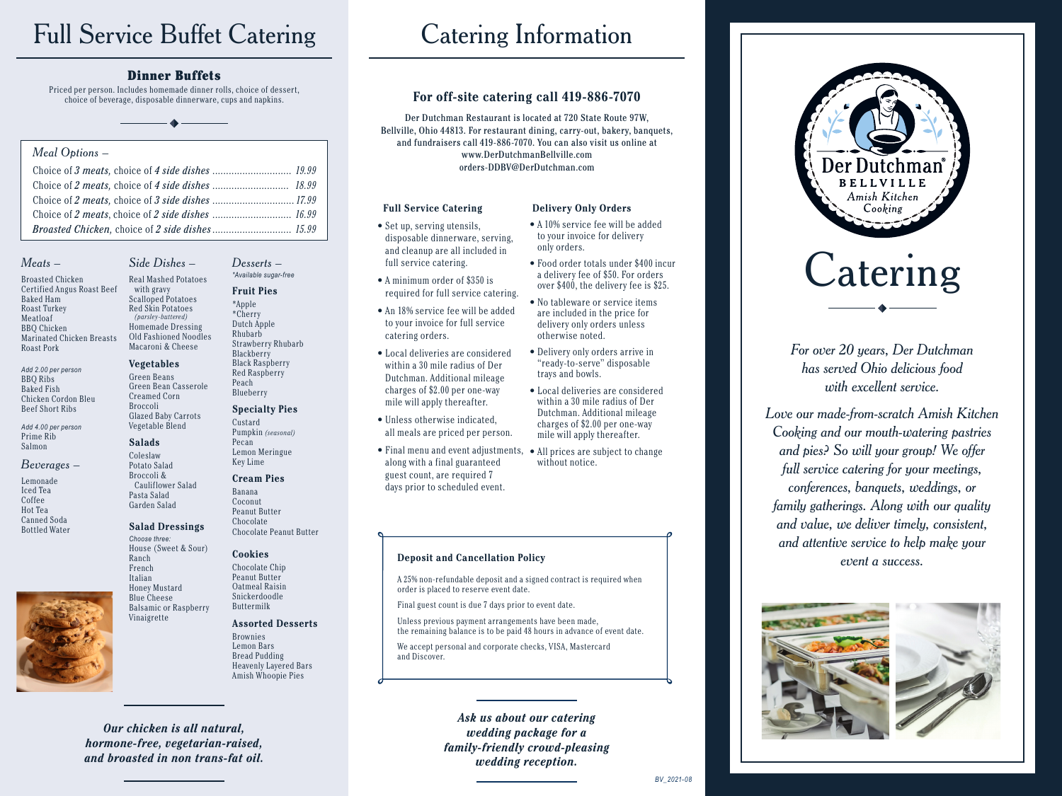# Full Service Buffet Catering

## Dinner Buffets

Priced per person. Includes homemade dinner rolls, choice of dessert, choice of beverage, disposable dinnerware, cups and napkins.

*Meal Options –*

| | |
|---|---|
| Choice of *3 meats,* choice of *4 side dishes* | *19.99* |
| Choice of *2 meats,* choice of *4 side dishes* | *18.99* |
| Choice of *2 meats,* choice of *3 side dishes* | *17.99* |
| Choice of *2 meats,* choice of *2 side dishes* | *16.99* |
| *Broasted Chicken,* choice of *2 side dishes* | *15.99* |

### *Meats –*

Broasted Chicken
Certified Angus Roast Beef
Baked Ham
Roast Turkey
Meatloaf
BBQ Chicken
Marinated Chicken Breasts
Roast Pork

*Add 2.00 per person*
BBQ Ribs
Baked Fish
Chicken Cordon Bleu
Beef Short Ribs

*Add 4.00 per person*
Prime Rib
Salmon

### *Beverages –*

Lemonade
Iced Tea
Coffee
Hot Tea
Canned Soda
Bottled Water

### *Side Dishes –*

Real Mashed Potatoes with gravy
Scalloped Potatoes
Red Skin Potatoes *(parsley-buttered)*
Homemade Dressing
Old Fashioned Noodles
Macaroni & Cheese

**Vegetables**

Green Beans
Green Bean Casserole
Creamed Corn
Broccoli
Glazed Baby Carrots
Vegetable Blend

**Salads**

Coleslaw
Potato Salad
Broccoli & Cauliflower Salad
Pasta Salad
Garden Salad

**Salad Dressings**

*Choose three:*
House (Sweet & Sour)
Ranch
French
Italian
Honey Mustard
Blue Cheese
Balsamic or Raspberry Vinaigrette

### *Desserts –*

*\*Available sugar-free*

**Fruit Pies**

*Apple
*Cherry
Dutch Apple
Rhubarb
Strawberry Rhubarb
Blackberry
Black Raspberry
Red Raspberry
Peach
Blueberry

**Specialty Pies**

Custard
Pumpkin *(seasonal)*
Pecan
Lemon Meringue
Key Lime

**Cream Pies**

Banana
Coconut
Peanut Butter
Chocolate
Chocolate Peanut Butter

**Cookies**

Chocolate Chip
Peanut Butter
Oatmeal Raisin
Snickerdoodle
Buttermilk

**Assorted Desserts**

Brownies
Lemon Bars
Bread Pudding
Heavenly Layered Bars
Amish Whoopie Pies

***Our chicken is all natural, hormone-free, vegetarian-raised, and broasted in non trans-fat oil.***

# Catering Information

## For off-site catering call 419-886-7070

Der Dutchman Restaurant is located at 720 State Route 97W, Bellville, Ohio 44813. For restaurant dining, carry-out, bakery, banquets, and fundraisers call 419-886-7070. You can also visit us online at www.DerDutchmanBellville.com
orders-DDBV@DerDutchman.com

### Full Service Catering

- Set up, serving utensils, disposable dinnerware, serving, and cleanup are all included in full service catering.
- A minimum order of $350 is required for full service catering.
- An 18% service fee will be added to your invoice for full service catering orders.
- Local deliveries are considered within a 30 mile radius of Der Dutchman. Additional mileage charges of $2.00 per one-way mile will apply thereafter.
- Unless otherwise indicated, all meals are priced per person.
- Final menu and event adjustments, along with a final guaranteed guest count, are required 7 days prior to scheduled event.

### Delivery Only Orders

- A 10% service fee will be added to your invoice for delivery only orders.
- Food order totals under $400 incur a delivery fee of $50. For orders over $400, the delivery fee is $25.
- No tableware or service items are included in the price for delivery only orders unless otherwise noted.
- Delivery only orders arrive in "ready-to-serve" disposable trays and bowls.
- Local deliveries are considered within a 30 mile radius of Der Dutchman. Additional mileage charges of $2.00 per one-way mile will apply thereafter.
- All prices are subject to change without notice.

### Deposit and Cancellation Policy

A 25% non-refundable deposit and a signed contract is required when order is placed to reserve event date.

Final guest count is due 7 days prior to event date.

Unless previous payment arrangements have been made, the remaining balance is to be paid 48 hours in advance of event date.

We accept personal and corporate checks, VISA, Mastercard and Discover.

***Ask us about our catering wedding package for a family-friendly crowd-pleasing wedding reception.***

BV_2021-08

Der Dutchman®
BELLVILLE
Amish Kitchen Cooking

# Catering

*For over 20 years, Der Dutchman has served Ohio delicious food with excellent service.*

*Love our made-from-scratch Amish Kitchen Cooking and our mouth-watering pastries and pies? So will your group! We offer full service catering for your meetings, conferences, banquets, weddings, or family gatherings. Along with our quality and value, we deliver timely, consistent, and attentive service to help make your event a success.*